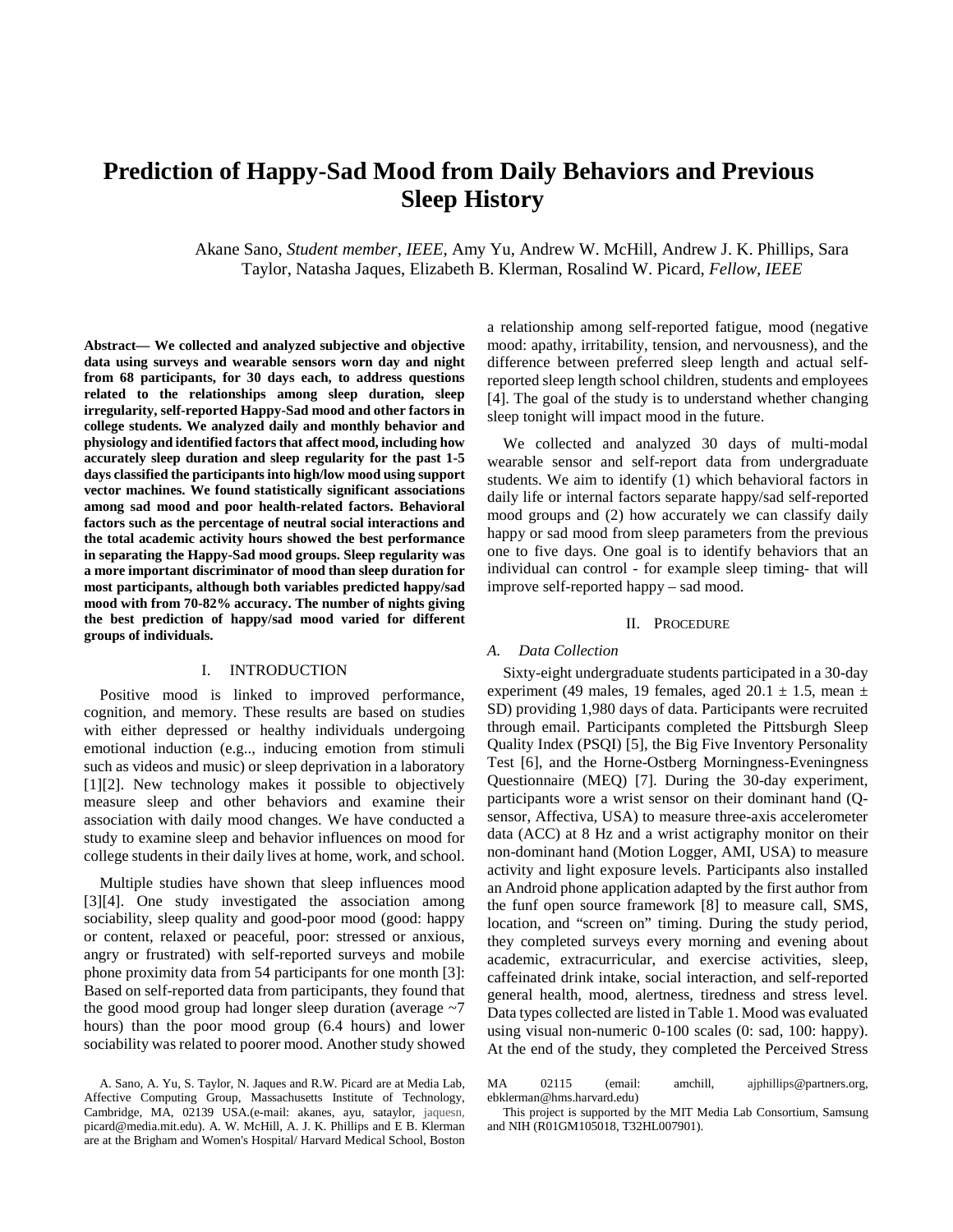# Prediction of Happy-Sad Mood from Daily Behaviors and Previous Sleep History

Akane Sano, *Student member, IEEE*, Amy Yu, Andrew W. McHill, Andrew J. K. Phillips, Sara Taylor, Natasha Jaques, Elizabeth B. Klerman, Rosalind W. Picard, *Fellow, IEEE*

**Abstract— We collected and analyzed subjective and objective data using surveys and wearable sensors worn day and night from 68 participants, for 30 days each, to address questions related to the relationships among sleep duration, sleep irregularity, self-reported Happy-Sad mood and other factors in college students. We analyzed daily and monthly behavior and physiology and identified factors that affect mood, including how accurately sleep duration and sleep regularity for the past 1-5 days classified the participants into high/low mood using support vector machines. We found statistically significant associations among sad mood and poor health-related factors. Behavioral factors such as the percentage of neutral social interactions and the total academic activity hours showed the best performance in separating the Happy-Sad mood groups. Sleep regularity was a more important discriminator of mood than sleep duration for most participants, although both variables predicted happy/sad mood with from 70-82% accuracy. The number of nights giving the best prediction of happy/sad mood varied for different groups of individuals.**

## I. INTRODUCTION

Positive mood is linked to improved performance, cognition, and memory. These results are based on studies with either depressed or healthy individuals undergoing emotional induction (e.g.., inducing emotion from stimuli such as videos and music) or sleep deprivation in a laboratory [1][2]. New technology makes it possible to objectively measure sleep and other behaviors and examine their association with daily mood changes. We have conducted a study to examine sleep and behavior influences on mood for college students in their daily lives at home, work, and school.

Multiple studies have shown that sleep influences mood [3][4]. One study investigated the association among sociability, sleep quality and good-poor mood (good: happy or content, relaxed or peaceful, poor: stressed or anxious, angry or frustrated) with self-reported surveys and mobile phone proximity data from 54 participants for one month [3]: Based on self-reported data from participants, they found that the good mood group had longer sleep duration (average ~7 hours) than the poor mood group (6.4 hours) and lower sociability was related to poorer mood. Another study showed a relationship among self-reported fatigue, mood (negative mood: apathy, irritability, tension, and nervousness), and the difference between preferred sleep length and actual self-reported sleep length school children, students and employees [4]. The goal of the study is to understand whether changing sleep tonight will impact mood in the future.

We collected and analyzed 30 days of multi-modal wearable sensor and self-report data from undergraduate students. We aim to identify (1) which behavioral factors in daily life or internal factors separate happy/sad self-reported mood groups and (2) how accurately we can classify daily happy or sad mood from sleep parameters from the previous one to five days. One goal is to identify behaviors that an individual can control - for example sleep timing- that will improve self-reported happy – sad mood.

## II. PROCEDURE

### A. Data Collection

Sixty-eight undergraduate students participated in a 30-day experiment (49 males, 19 females, aged 20.1 ± 1.5, mean ± SD) providing 1,980 days of data. Participants were recruited through email. Participants completed the Pittsburgh Sleep Quality Index (PSQI) [5], the Big Five Inventory Personality Test [6], and the Horne-Ostberg Morningness-Eveningness Questionnaire (MEQ) [7]. During the 30-day experiment, participants wore a wrist sensor on their dominant hand (Q-sensor, Affectiva, USA) to measure three-axis accelerometer data (ACC) at 8 Hz and a wrist actigraphy monitor on their non-dominant hand (Motion Logger, AMI, USA) to measure activity and light exposure levels. Participants also installed an Android phone application adapted by the first author from the funf open source framework [8] to measure call, SMS, location, and "screen on" timing. During the study period, they completed surveys every morning and evening about academic, extracurricular, and exercise activities, sleep, caffeinated drink intake, social interaction, and self-reported general health, mood, alertness, tiredness and stress level. Data types collected are listed in Table 1. Mood was evaluated using visual non-numeric 0-100 scales (0: sad, 100: happy). At the end of the study, they completed the Perceived Stress

A. Sano, A. Yu, S. Taylor, N. Jaques and R.W. Picard are at Media Lab, Affective Computing Group, Massachusetts Institute of Technology, Cambridge, MA, 02139 USA.(e-mail: akanes, ayu, sataylor, jaquesn, picard@media.mit.edu). A. W. McHill, A. J. K. Phillips and E B. Klerman are at the Brigham and Women's Hospital/ Harvard Medical School, Boston MA 02115 (email: amchill, ajphillips@partners.org, ebklerman@hms.harvard.edu)

This project is supported by the MIT Media Lab Consortium, Samsung and NIH (R01GM105018, T32HL007901).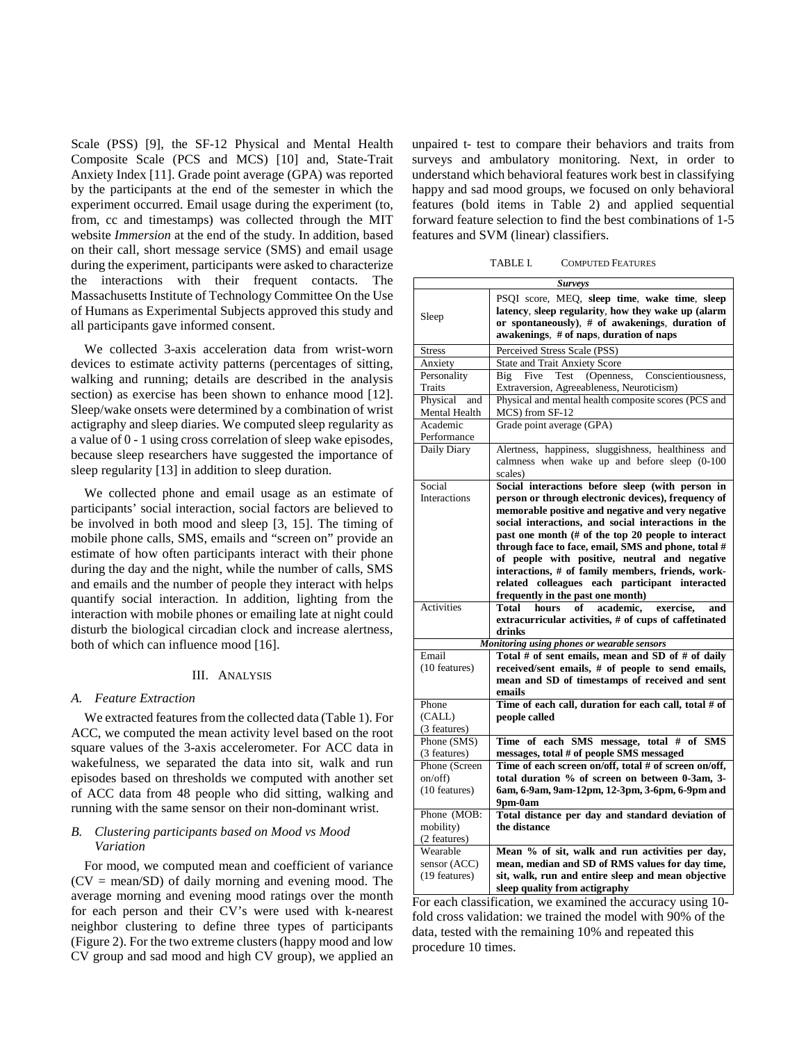Scale (PSS) [9], the SF-12 Physical and Mental Health Composite Scale (PCS and MCS) [10] and, State-Trait Anxiety Index [11]. Grade point average (GPA) was reported by the participants at the end of the semester in which the experiment occurred. Email usage during the experiment (to, from, cc and timestamps) was collected through the MIT website *Immersion* at the end of the study. In addition, based on their call, short message service (SMS) and email usage during the experiment, participants were asked to characterize the interactions with their frequent contacts. The Massachusetts Institute of Technology Committee On the Use of Humans as Experimental Subjects approved this study and all participants gave informed consent.

We collected 3-axis acceleration data from wrist-worn devices to estimate activity patterns (percentages of sitting, walking and running; details are described in the analysis section) as exercise has been shown to enhance mood [12]. Sleep/wake onsets were determined by a combination of wrist actigraphy and sleep diaries. We computed sleep regularity as a value of 0 - 1 using cross correlation of sleep wake episodes, because sleep researchers have suggested the importance of sleep regularity [13] in addition to sleep duration.

We collected phone and email usage as an estimate of participants' social interaction, social factors are believed to be involved in both mood and sleep [3, 15]. The timing of mobile phone calls, SMS, emails and "screen on" provide an estimate of how often participants interact with their phone during the day and the night, while the number of calls, SMS and emails and the number of people they interact with helps quantify social interaction. In addition, lighting from the interaction with mobile phones or emailing late at night could disturb the biological circadian clock and increase alertness, both of which can influence mood [16].

## III. Analysis

### A. Feature Extraction

We extracted features from the collected data (Table 1). For ACC, we computed the mean activity level based on the root square values of the 3-axis accelerometer. For ACC data in wakefulness, we separated the data into sit, walk and run episodes based on thresholds we computed with another set of ACC data from 48 people who did sitting, walking and running with the same sensor on their non-dominant wrist.

### B. Clustering participants based on Mood vs Mood Variation

For mood, we computed mean and coefficient of variance (CV = mean/SD) of daily morning and evening mood. The average morning and evening mood ratings over the month for each person and their CV's were used with k-nearest neighbor clustering to define three types of participants (Figure 2). For the two extreme clusters (happy mood and low CV group and sad mood and high CV group), we applied an unpaired t- test to compare their behaviors and traits from surveys and ambulatory monitoring. Next, in order to understand which behavioral features work best in classifying happy and sad mood groups, we focused on only behavioral features (bold items in Table 2) and applied sequential forward feature selection to find the best combinations of 1-5 features and SVM (linear) classifiers.

TABLE I. Computed Features

| ***Surveys*** | |
|---|---|
| Sleep | PSQI score, MEQ, **sleep time**, **wake time**, **sleep latency**, **sleep regularity**, **how they wake up (alarm or spontaneously)**, **# of awakenings**, **duration of awakenings**, **# of naps**, **duration of naps** |
| Stress | Perceived Stress Scale (PSS) |
| Anxiety | State and Trait Anxiety Score |
| Personality Traits | Big Five Test (Openness, Conscientiousness, Extraversion, Agreeableness, Neuroticism) |
| Physical and Mental Health | Physical and mental health composite scores (PCS and MCS) from SF-12 |
| Academic Performance | Grade point average (GPA) |
| Daily Diary | Alertness, happiness, sluggishness, healthiness and calmness when wake up and before sleep (0-100 scales) |
| Social Interactions | **Social interactions before sleep (with person in person or through electronic devices), frequency of memorable positive and negative and very negative social interactions, and social interactions in the past one month (# of the top 20 people to interact through face to face, email, SMS and phone, total # of people with positive, neutral and negative interactions, # of family members, friends, work-related colleagues each participant interacted frequently in the past one month)** |
| Activities | **Total hours of academic, exercise, and extracurricular activities, # of cups of caffetinated drinks** |
| ***Monitoring using phones or wearable sensors*** | |
| Email (10 features) | **Total # of sent emails, mean and SD of # of daily received/sent emails, # of people to send emails, mean and SD of timestamps of received and sent emails** |
| Phone (CALL) (3 features) | **Time of each call, duration for each call, total # of people called** |
| Phone (SMS) (3 features) | **Time of each SMS message, total # of SMS messages, total # of people SMS messaged** |
| Phone (Screen on/off) (10 features) | **Time of each screen on/off, total # of screen on/off, total duration % of screen on between 0-3am, 3-6am, 6-9am, 9am-12pm, 12-3pm, 3-6pm, 6-9pm and 9pm-0am** |
| Phone (MOB: mobility) (2 features) | **Total distance per day and standard deviation of the distance** |
| Wearable sensor (ACC) (19 features) | **Mean % of sit, walk and run activities per day, mean, median and SD of RMS values for day time, sit, walk, run and entire sleep and mean objective sleep quality from actigraphy** |

For each classification, we examined the accuracy using 10-fold cross validation: we trained the model with 90% of the data, tested with the remaining 10% and repeated this procedure 10 times.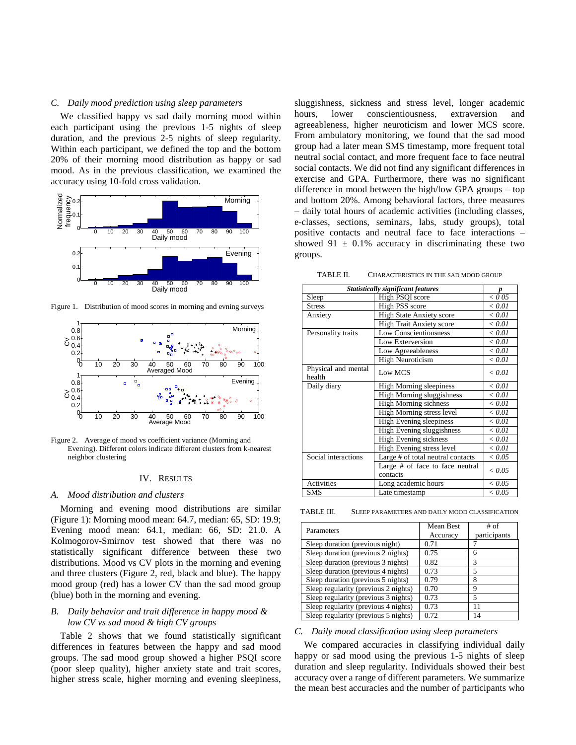### C. Daily mood prediction using sleep parameters

We classified happy vs sad daily morning mood within each participant using the previous 1-5 nights of sleep duration, and the previous 2-5 nights of sleep regularity. Within each participant, we defined the top and the bottom 20% of their morning mood distribution as happy or sad mood. As in the previous classification, we examined the accuracy using 10-fold cross validation.

Figure 1. Distribution of mood scores in morning and evning surveys

Figure 2. Average of mood vs coefficient variance (Morning and Evening). Different colors indicate different clusters from k-nearest neighbor clustering

## IV. RESULTS

### A. Mood distribution and clusters

Morning and evening mood distributions are similar (Figure 1): Morning mood mean: 64.7, median: 65, SD: 19.9; Evening mood mean: 64.1, median: 66, SD: 21.0. A Kolmogorov-Smirnov test showed that there was no statistically significant difference between these two distributions. Mood vs CV plots in the morning and evening and three clusters (Figure 2, red, black and blue). The happy mood group (red) has a lower CV than the sad mood group (blue) both in the morning and evening.

### B. Daily behavior and trait difference in happy mood & low CV vs sad mood & high CV groups

Table 2 shows that we found statistically significant differences in features between the happy and sad mood groups. The sad mood group showed a higher PSQI score (poor sleep quality), higher anxiety state and trait scores, higher stress scale, higher morning and evening sleepiness, sluggishness, sickness and stress level, longer academic hours, lower conscientiousness, extravarsion and agreeableness, higher neuroticism and lower MCS score. From ambulatory monitoring, we found that the sad mood group had a later mean SMS timestamp, more frequent total neutral social contact, and more frequent face to face neutral social contacts. We did not find any significant differences in exercise and GPA. Furthermore, there was no significant difference in mood between the high/low GPA groups – top and bottom 20%. Among behavioral factors, three measures – daily total hours of academic activities (including classes, e-classes, sections, seminars, labs, study groups), total positive contacts and neutral face to face interactions – showed 91 ± 0.1% accuracy in discriminating these two groups.

TABLE II. CHARACTERISTICS IN THE SAD MOOD GROUP

| *Statistically significant features* | | *p* |
|---|---|---|
| Sleep | High PSQI score | *< 0 05* |
| Stress | High PSS score | *< 0.01* |
| Anxiety | High State Anxiety score | *< 0.01* |
| | High Trait Anxiety score | *< 0.01* |
| Personality traits | Low Conscientiousness | *< 0.01* |
| | Low Exterversion | *< 0.01* |
| | Low Agreeableness | *< 0.01* |
| | High Neuroticism | *< 0.01* |
| Physical and mental health | Low MCS | *< 0.01* |
| Daily diary | High Morning sleepiness | *< 0.01* |
| | High Morning sluggishness | *< 0.01* |
| | High Morning sichness | *< 0.01* |
| | High Morning stress level | *< 0.01* |
| | High Evening sleepiness | *< 0.01* |
| | High Evening sluggishness | *< 0.01* |
| | High Evening sickness | *< 0.01* |
| | High Evening stress level | *< 0.01* |
| Social interactions | Large # of total neutral contacts | *< 0.05* |
| | Large # of face to face neutral contacts | *< 0.05* |
| Activities | Long academic hours | *< 0.05* |
| SMS | Late timestamp | *< 0.05* |

TABLE III. SLEEP PARAMETERS AND DAILY MOOD CLASSIFICATION

| Parameters | Mean Best Accuracy | # of participants |
|---|---|---|
| Sleep duration (previous night) | 0.71 | 7 |
| Sleep duration (previous 2 nights) | 0.75 | 6 |
| Sleep duration (previous 3 nights) | 0.82 | 3 |
| Sleep duration (previous 4 nights) | 0.73 | 5 |
| Sleep duration (previous 5 nights) | 0.79 | 8 |
| Sleep regularity (previous 2 nights) | 0.70 | 9 |
| Sleep regularity (previous 3 nights) | 0.73 | 5 |
| Sleep regularity (previous 4 nights) | 0.73 | 11 |
| Sleep regularity (previous 5 nights) | 0.72 | 14 |

### C. Daily mood classification using sleep parameters

We compared accuracies in classifying individual daily happy or sad mood using the previous 1-5 nights of sleep duration and sleep regularity. Individuals showed their best accuracy over a range of different parameters. We summarize the mean best accuracies and the number of participants who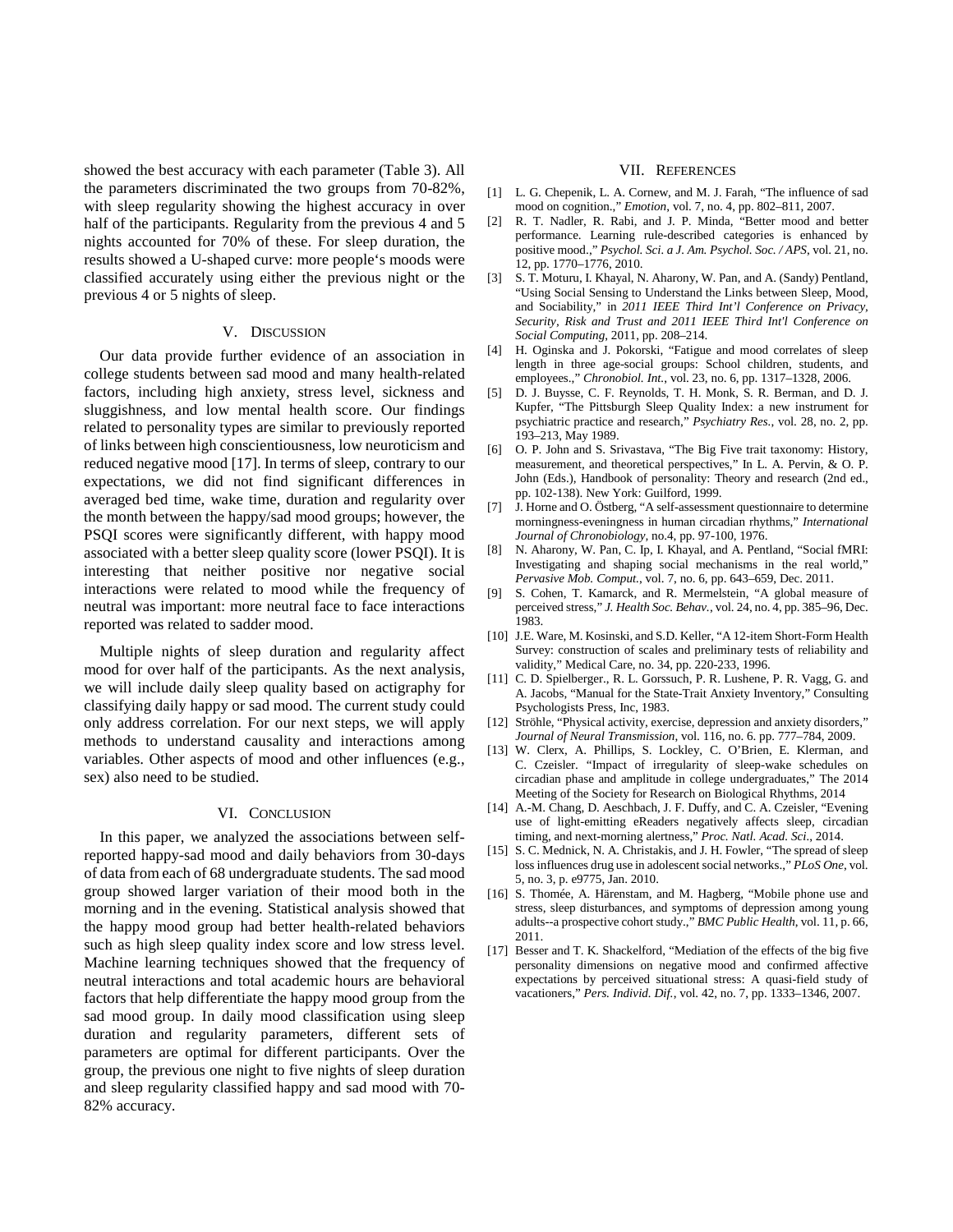showed the best accuracy with each parameter (Table 3). All the parameters discriminated the two groups from 70-82%, with sleep regularity showing the highest accuracy in over half of the participants. Regularity from the previous 4 and 5 nights accounted for 70% of these. For sleep duration, the results showed a U-shaped curve: more people's moods were classified accurately using either the previous night or the previous 4 or 5 nights of sleep.

## V. Discussion

Our data provide further evidence of an association in college students between sad mood and many health-related factors, including high anxiety, stress level, sickness and sluggishness, and low mental health score. Our findings related to personality types are similar to previously reported of links between high conscientiousness, low neuroticism and reduced negative mood [17]. In terms of sleep, contrary to our expectations, we did not find significant differences in averaged bed time, wake time, duration and regularity over the month between the happy/sad mood groups; however, the PSQI scores were significantly different, with happy mood associated with a better sleep quality score (lower PSQI). It is interesting that neither positive nor negative social interactions were related to mood while the frequency of neutral was important: more neutral face to face interactions reported was related to sadder mood.

Multiple nights of sleep duration and regularity affect mood for over half of the participants. As the next analysis, we will include daily sleep quality based on actigraphy for classifying daily happy or sad mood. The current study could only address correlation. For our next steps, we will apply methods to understand causality and interactions among variables. Other aspects of mood and other influences (e.g., sex) also need to be studied.

## VI. Conclusion

In this paper, we analyzed the associations between self-reported happy-sad mood and daily behaviors from 30-days of data from each of 68 undergraduate students. The sad mood group showed larger variation of their mood both in the morning and in the evening. Statistical analysis showed that the happy mood group had better health-related behaviors such as high sleep quality index score and low stress level. Machine learning techniques showed that the frequency of neutral interactions and total academic hours are behavioral factors that help differentiate the happy mood group from the sad mood group. In daily mood classification using sleep duration and regularity parameters, different sets of parameters are optimal for different participants. Over the group, the previous one night to five nights of sleep duration and sleep regularity classified happy and sad mood with 70-82% accuracy.

## VII. References

[1] L. G. Chepenik, L. A. Cornew, and M. J. Farah, "The influence of sad mood on cognition.," *Emotion*, vol. 7, no. 4, pp. 802–811, 2007.

[2] R. T. Nadler, R. Rabi, and J. P. Minda, "Better mood and better performance. Learning rule-described categories is enhanced by positive mood.," *Psychol. Sci. a J. Am. Psychol. Soc. / APS*, vol. 21, no. 12, pp. 1770–1776, 2010.

[3] S. T. Moturu, I. Khayal, N. Aharony, W. Pan, and A. (Sandy) Pentland, "Using Social Sensing to Understand the Links between Sleep, Mood, and Sociability," in *2011 IEEE Third Int'l Conference on Privacy, Security, Risk and Trust and 2011 IEEE Third Int'l Conference on Social Computing*, 2011, pp. 208–214.

[4] H. Oginska and J. Pokorski, "Fatigue and mood correlates of sleep length in three age-social groups: School children, students, and employees.," *Chronobiol. Int.*, vol. 23, no. 6, pp. 1317–1328, 2006.

[5] D. J. Buysse, C. F. Reynolds, T. H. Monk, S. R. Berman, and D. J. Kupfer, "The Pittsburgh Sleep Quality Index: a new instrument for psychiatric practice and research," *Psychiatry Res.*, vol. 28, no. 2, pp. 193–213, May 1989.

[6] O. P. John and S. Srivastava, "The Big Five trait taxonomy: History, measurement, and theoretical perspectives," In L. A. Pervin, & O. P. John (Eds.), Handbook of personality: Theory and research (2nd ed., pp. 102-138). New York: Guilford, 1999.

[7] J. Horne and O. Östberg, "A self-assessment questionnaire to determine morningness-eveningness in human circadian rhythms," *International Journal of Chronobiology*, no.4, pp. 97-100, 1976.

[8] N. Aharony, W. Pan, C. Ip, I. Khayal, and A. Pentland, "Social fMRI: Investigating and shaping social mechanisms in the real world," *Pervasive Mob. Comput.*, vol. 7, no. 6, pp. 643–659, Dec. 2011.

[9] S. Cohen, T. Kamarck, and R. Mermelstein, "A global measure of perceived stress," *J. Health Soc. Behav.*, vol. 24, no. 4, pp. 385–96, Dec. 1983.

[10] J.E. Ware, M. Kosinski, and S.D. Keller, "A 12-item Short-Form Health Survey: construction of scales and preliminary tests of reliability and validity," Medical Care, no. 34, pp. 220-233, 1996.

[11] C. D. Spielberger., R. L. Gorssuch, P. R. Lushene, P. R. Vagg, G. and A. Jacobs, "Manual for the State-Trait Anxiety Inventory," Consulting Psychologists Press, Inc, 1983.

[12] Ströhle, "Physical activity, exercise, depression and anxiety disorders," *Journal of Neural Transmission*, vol. 116, no. 6. pp. 777–784, 2009.

[13] W. Clerx, A. Phillips, S. Lockley, C. O'Brien, E. Klerman, and C. Czeisler. "Impact of irregularity of sleep-wake schedules on circadian phase and amplitude in college undergraduates," The 2014 Meeting of the Society for Research on Biological Rhythms, 2014

[14] A.-M. Chang, D. Aeschbach, J. F. Duffy, and C. A. Czeisler, "Evening use of light-emitting eReaders negatively affects sleep, circadian timing, and next-morning alertness," *Proc. Natl. Acad. Sci.*, 2014.

[15] S. C. Mednick, N. A. Christakis, and J. H. Fowler, "The spread of sleep loss influences drug use in adolescent social networks.," *PLoS One*, vol. 5, no. 3, p. e9775, Jan. 2010.

[16] S. Thomée, A. Härenstam, and M. Hagberg, "Mobile phone use and stress, sleep disturbances, and symptoms of depression among young adults--a prospective cohort study.," *BMC Public Health*, vol. 11, p. 66, 2011.

[17] Besser and T. K. Shackelford, "Mediation of the effects of the big five personality dimensions on negative mood and confirmed affective expectations by perceived situational stress: A quasi-field study of vacationers," *Pers. Individ. Dif.*, vol. 42, no. 7, pp. 1333–1346, 2007.